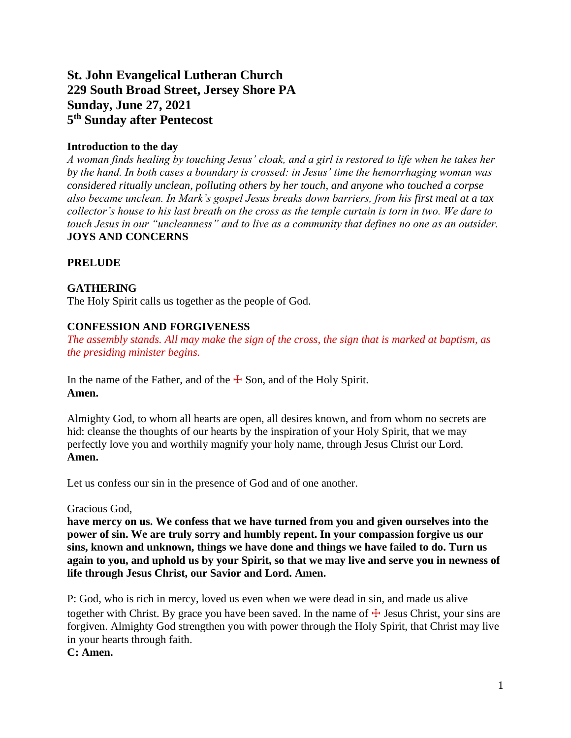# St. John Evangelical Lutheran Church
# 229 South Broad Street, Jersey Shore PA
# Sunday, June 27, 2021
# 5th Sunday after Pentecost

**Introduction to the day**

*A woman finds healing by touching Jesus' cloak, and a girl is restored to life when he takes her by the hand. In both cases a boundary is crossed: in Jesus' time the hemorrhaging woman was considered ritually unclean, polluting others by her touch, and anyone who touched a corpse also became unclean. In Mark's gospel Jesus breaks down barriers, from his first meal at a tax collector's house to his last breath on the cross as the temple curtain is torn in two. We dare to touch Jesus in our "uncleanness" and to live as a community that defines no one as an outsider.*

**JOYS AND CONCERNS**

**PRELUDE**

**GATHERING**

The Holy Spirit calls us together as the people of God.

**CONFESSION AND FORGIVENESS**

*The assembly stands. All may make the sign of the cross, the sign that is marked at baptism, as the presiding minister begins.*

In the name of the Father, and of the ☩ Son, and of the Holy Spirit.
**Amen.**

Almighty God, to whom all hearts are open, all desires known, and from whom no secrets are hid: cleanse the thoughts of our hearts by the inspiration of your Holy Spirit, that we may perfectly love you and worthily magnify your holy name, through Jesus Christ our Lord.
**Amen.**

Let us confess our sin in the presence of God and of one another.

Gracious God,
**have mercy on us. We confess that we have turned from you and given ourselves into the power of sin. We are truly sorry and humbly repent. In your compassion forgive us our sins, known and unknown, things we have done and things we have failed to do. Turn us again to you, and uphold us by your Spirit, so that we may live and serve you in newness of life through Jesus Christ, our Savior and Lord. Amen.**

P: God, who is rich in mercy, loved us even when we were dead in sin, and made us alive together with Christ. By grace you have been saved. In the name of ☩ Jesus Christ, your sins are forgiven. Almighty God strengthen you with power through the Holy Spirit, that Christ may live in your hearts through faith.
**C: Amen.**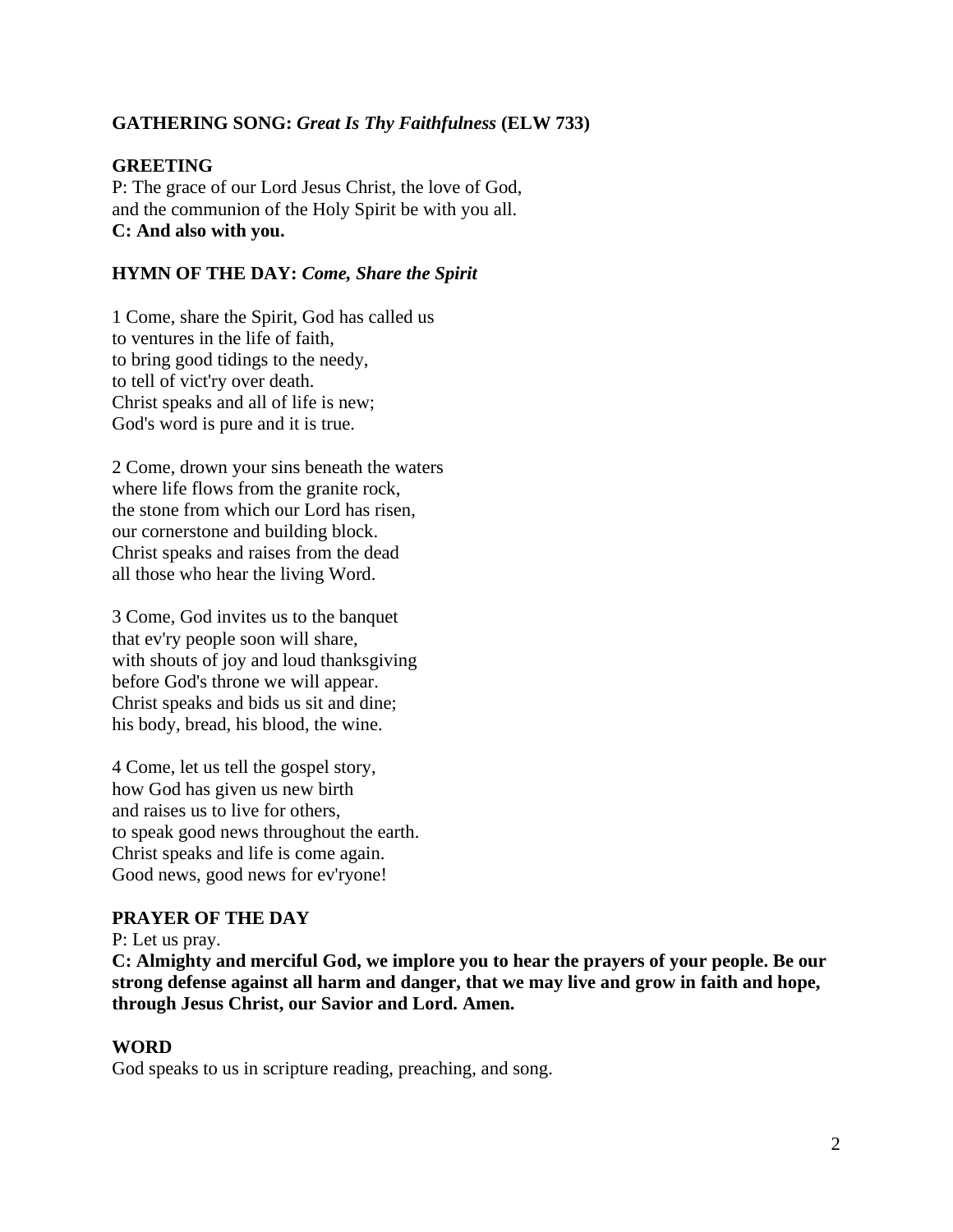**GATHERING SONG:** ***Great Is Thy Faithfulness*** **(ELW 733)**

**GREETING**

P: The grace of our Lord Jesus Christ, the love of God,
and the communion of the Holy Spirit be with you all.
**C: And also with you.**

**HYMN OF THE DAY:** ***Come, Share the Spirit***

1 Come, share the Spirit, God has called us
to ventures in the life of faith,
to bring good tidings to the needy,
to tell of vict'ry over death.
Christ speaks and all of life is new;
God's word is pure and it is true.

2 Come, drown your sins beneath the waters
where life flows from the granite rock,
the stone from which our Lord has risen,
our cornerstone and building block.
Christ speaks and raises from the dead
all those who hear the living Word.

3 Come, God invites us to the banquet
that ev'ry people soon will share,
with shouts of joy and loud thanksgiving
before God's throne we will appear.
Christ speaks and bids us sit and dine;
his body, bread, his blood, the wine.

4 Come, let us tell the gospel story,
how God has given us new birth
and raises us to live for others,
to speak good news throughout the earth.
Christ speaks and life is come again.
Good news, good news for ev'ryone!

**PRAYER OF THE DAY**

P: Let us pray.
**C: Almighty and merciful God, we implore you to hear the prayers of your people. Be our strong defense against all harm and danger, that we may live and grow in faith and hope, through Jesus Christ, our Savior and Lord. Amen.**

**WORD**

God speaks to us in scripture reading, preaching, and song.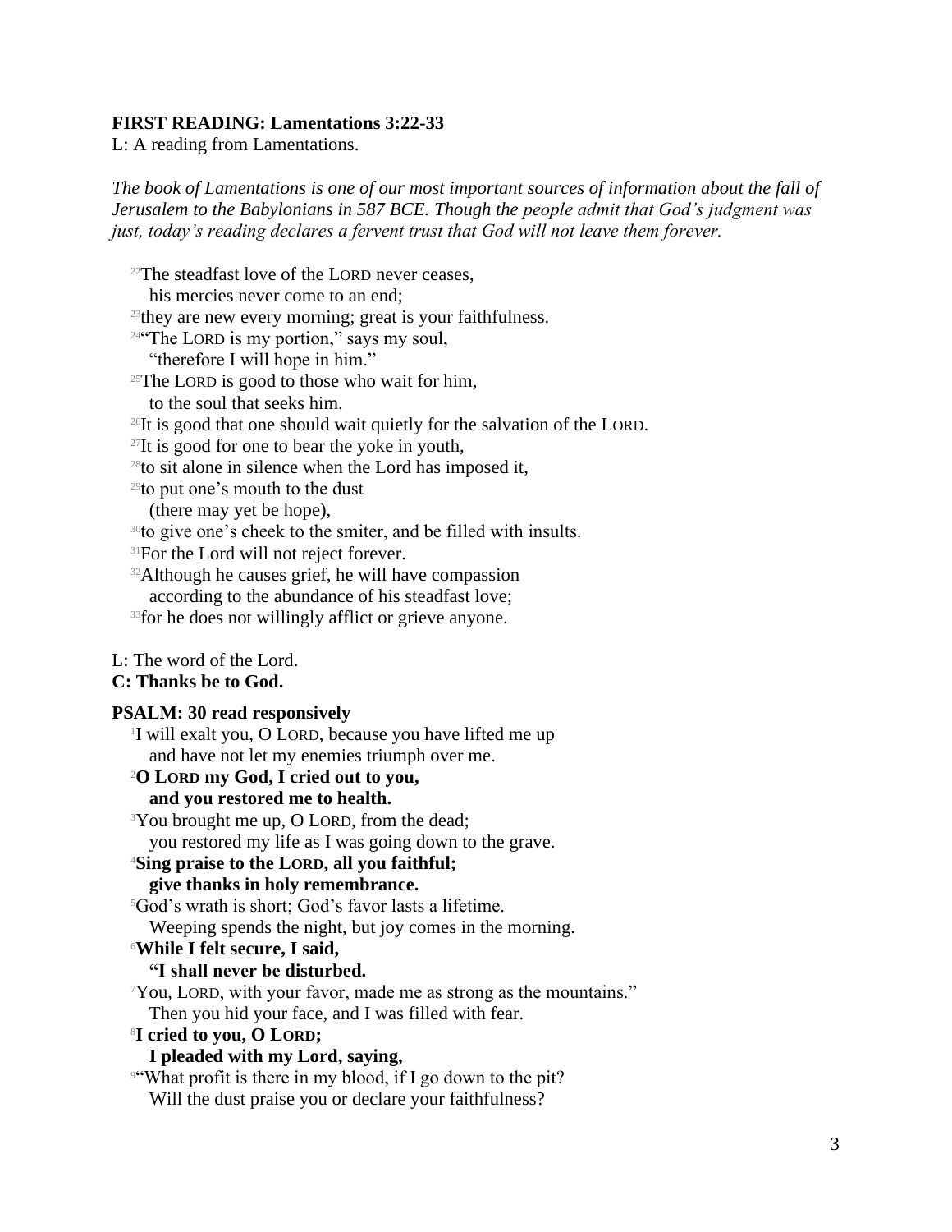**FIRST READING: Lamentations 3:22-33**

L: A reading from Lamentations.

*The book of Lamentations is one of our most important sources of information about the fall of Jerusalem to the Babylonians in 587 BCE. Though the people admit that God's judgment was just, today's reading declares a fervent trust that God will not leave them forever.*

[22]The steadfast love of the LORD never ceases,
his mercies never come to an end;
[23]they are new every morning; great is your faithfulness.
[24]"The LORD is my portion," says my soul,
"therefore I will hope in him."
[25]The LORD is good to those who wait for him,
to the soul that seeks him.
[26]It is good that one should wait quietly for the salvation of the LORD.
[27]It is good for one to bear the yoke in youth,
[28]to sit alone in silence when the Lord has imposed it,
[29]to put one's mouth to the dust
(there may yet be hope),
[30]to give one's cheek to the smiter, and be filled with insults.
[31]For the Lord will not reject forever.
[32]Although he causes grief, he will have compassion
according to the abundance of his steadfast love;
[33]for he does not willingly afflict or grieve anyone.

L: The word of the Lord.
**C: Thanks be to God.**

**PSALM: 30 read responsively**

[1]I will exalt you, O LORD, because you have lifted me up
and have not let my enemies triumph over me.
[2]**O LORD my God, I cried out to you,**
**and you restored me to health.**
[3]You brought me up, O LORD, from the dead;
you restored my life as I was going down to the grave.
[4]**Sing praise to the LORD, all you faithful;**
**give thanks in holy remembrance.**
[5]God's wrath is short; God's favor lasts a lifetime.
Weeping spends the night, but joy comes in the morning.
[6]**While I felt secure, I said,**
**"I shall never be disturbed.**
[7]You, LORD, with your favor, made me as strong as the mountains."
Then you hid your face, and I was filled with fear.
[8]**I cried to you, O LORD;**
**I pleaded with my Lord, saying,**
[9]"What profit is there in my blood, if I go down to the pit?
Will the dust praise you or declare your faithfulness?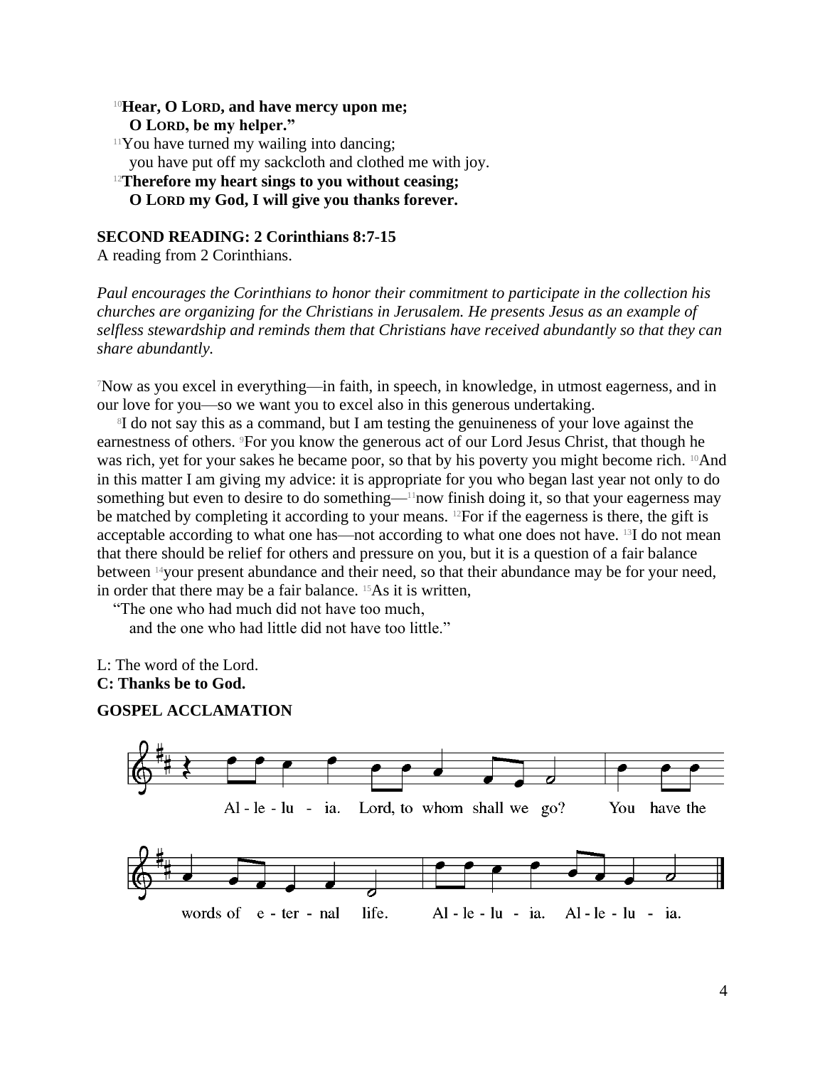[10]**Hear, O LORD, and have mercy upon me;**
**O LORD, be my helper."**
[11]You have turned my wailing into dancing;
you have put off my sackcloth and clothed me with joy.
[12]**Therefore my heart sings to you without ceasing;**
**O LORD my God, I will give you thanks forever.**

**SECOND READING: 2 Corinthians 8:7-15**
A reading from 2 Corinthians.

*Paul encourages the Corinthians to honor their commitment to participate in the collection his churches are organizing for the Christians in Jerusalem. He presents Jesus as an example of selfless stewardship and reminds them that Christians have received abundantly so that they can share abundantly.*

[7]Now as you excel in everything—in faith, in speech, in knowledge, in utmost eagerness, and in our love for you—so we want you to excel also in this generous undertaking.

[8]I do not say this as a command, but I am testing the genuineness of your love against the earnestness of others. [9]For you know the generous act of our Lord Jesus Christ, that though he was rich, yet for your sakes he became poor, so that by his poverty you might become rich. [10]And in this matter I am giving my advice: it is appropriate for you who began last year not only to do something but even to desire to do something—[11]now finish doing it, so that your eagerness may be matched by completing it according to your means. [12]For if the eagerness is there, the gift is acceptable according to what one has—not according to what one does not have. [13]I do not mean that there should be relief for others and pressure on you, but it is a question of a fair balance between [14]your present abundance and their need, so that their abundance may be for your need, in order that there may be a fair balance. [15]As it is written,
"The one who had much did not have too much,
and the one who had little did not have too little."

L: The word of the Lord.
**C: Thanks be to God.**

**GOSPEL ACCLAMATION**

Al - le - lu - ia. Lord, to whom shall we go? You have the words of e - ter - nal life. Al - le - lu - ia. Al - le - lu - ia.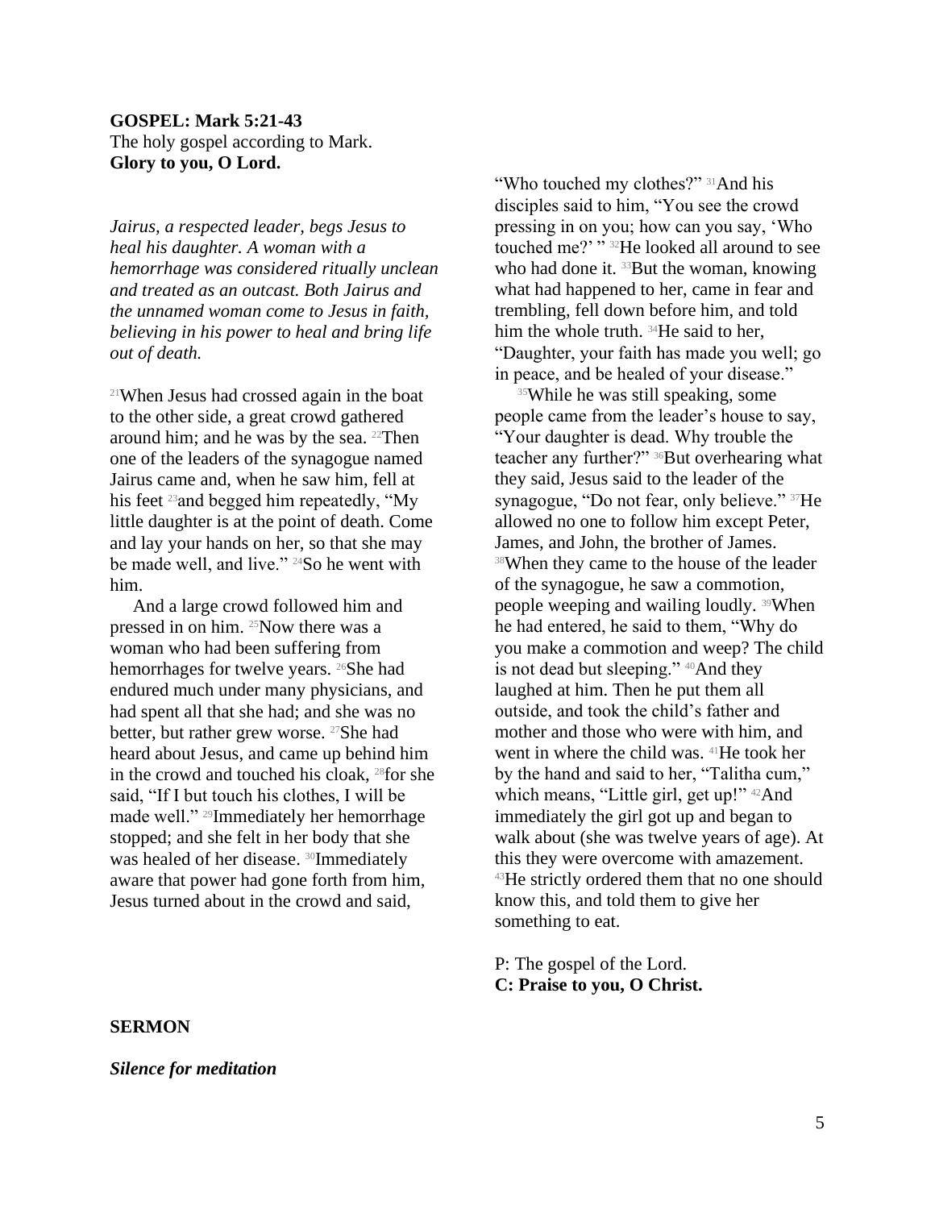**GOSPEL: Mark 5:21-43**
The holy gospel according to Mark.
**Glory to you, O Lord.**

*Jairus, a respected leader, begs Jesus to heal his daughter. A woman with a hemorrhage was considered ritually unclean and treated as an outcast. Both Jairus and the unnamed woman come to Jesus in faith, believing in his power to heal and bring life out of death.*

[21]When Jesus had crossed again in the boat to the other side, a great crowd gathered around him; and he was by the sea. [22]Then one of the leaders of the synagogue named Jairus came and, when he saw him, fell at his feet [23]and begged him repeatedly, “My little daughter is at the point of death. Come and lay your hands on her, so that she may be made well, and live.” [24]So he went with him.

And a large crowd followed him and pressed in on him. [25]Now there was a woman who had been suffering from hemorrhages for twelve years. [26]She had endured much under many physicians, and had spent all that she had; and she was no better, but rather grew worse. [27]She had heard about Jesus, and came up behind him in the crowd and touched his cloak, [28]for she said, “If I but touch his clothes, I will be made well.” [29]Immediately her hemorrhage stopped; and she felt in her body that she was healed of her disease. [30]Immediately aware that power had gone forth from him, Jesus turned about in the crowd and said, “Who touched my clothes?” [31]And his disciples said to him, “You see the crowd pressing in on you; how can you say, ‘Who touched me?’ ” [32]He looked all around to see who had done it. [33]But the woman, knowing what had happened to her, came in fear and trembling, fell down before him, and told him the whole truth. [34]He said to her, “Daughter, your faith has made you well; go in peace, and be healed of your disease.”

[35]While he was still speaking, some people came from the leader’s house to say, “Your daughter is dead. Why trouble the teacher any further?” [36]But overhearing what they said, Jesus said to the leader of the synagogue, “Do not fear, only believe.” [37]He allowed no one to follow him except Peter, James, and John, the brother of James. [38]When they came to the house of the leader of the synagogue, he saw a commotion, people weeping and wailing loudly. [39]When he had entered, he said to them, “Why do you make a commotion and weep? The child is not dead but sleeping.” [40]And they laughed at him. Then he put them all outside, and took the child’s father and mother and those who were with him, and went in where the child was. [41]He took her by the hand and said to her, “Talitha cum,” which means, “Little girl, get up!” [42]And immediately the girl got up and began to walk about (she was twelve years of age). At this they were overcome with amazement. [43]He strictly ordered them that no one should know this, and told them to give her something to eat.

P: The gospel of the Lord.
**C: Praise to you, O Christ.**

**SERMON**

***Silence for meditation***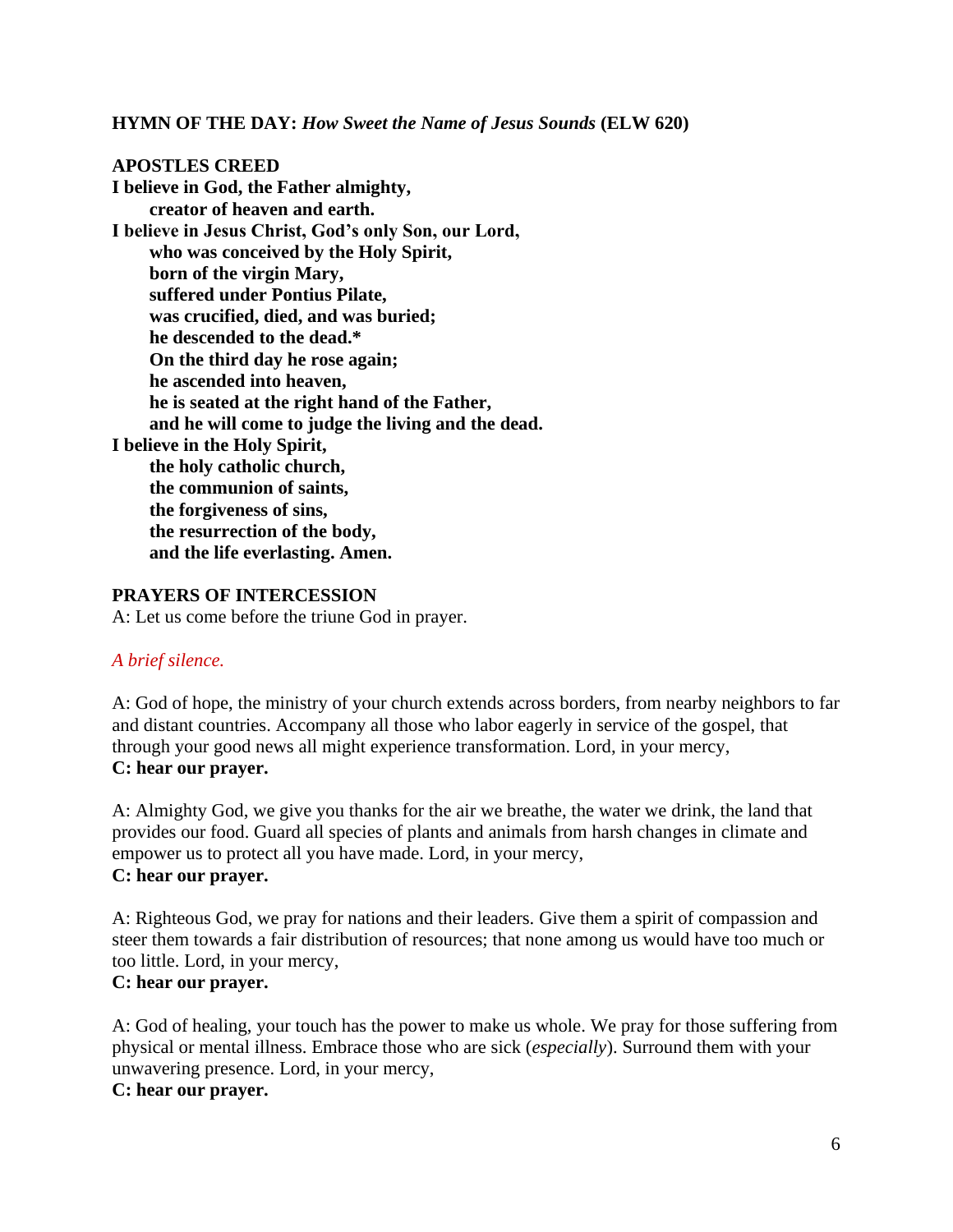**HYMN OF THE DAY:** ***How Sweet the Name of Jesus Sounds*** **(ELW 620)**

**APOSTLES CREED**

**I believe in God, the Father almighty,**
**creator of heaven and earth.**
**I believe in Jesus Christ, God's only Son, our Lord,**
**who was conceived by the Holy Spirit,**
**born of the virgin Mary,**
**suffered under Pontius Pilate,**
**was crucified, died, and was buried;**
**he descended to the dead.***
**On the third day he rose again;**
**he ascended into heaven,**
**he is seated at the right hand of the Father,**
**and he will come to judge the living and the dead.**
**I believe in the Holy Spirit,**
**the holy catholic church,**
**the communion of saints,**
**the forgiveness of sins,**
**the resurrection of the body,**
**and the life everlasting. Amen.**

**PRAYERS OF INTERCESSION**

A: Let us come before the triune God in prayer.

*A brief silence.*

A: God of hope, the ministry of your church extends across borders, from nearby neighbors to far and distant countries. Accompany all those who labor eagerly in service of the gospel, that through your good news all might experience transformation. Lord, in your mercy,
**C: hear our prayer.**

A: Almighty God, we give you thanks for the air we breathe, the water we drink, the land that provides our food. Guard all species of plants and animals from harsh changes in climate and empower us to protect all you have made. Lord, in your mercy,
**C: hear our prayer.**

A: Righteous God, we pray for nations and their leaders. Give them a spirit of compassion and steer them towards a fair distribution of resources; that none among us would have too much or too little. Lord, in your mercy,
**C: hear our prayer.**

A: God of healing, your touch has the power to make us whole. We pray for those suffering from physical or mental illness. Embrace those who are sick (*especially*). Surround them with your unwavering presence. Lord, in your mercy,
**C: hear our prayer.**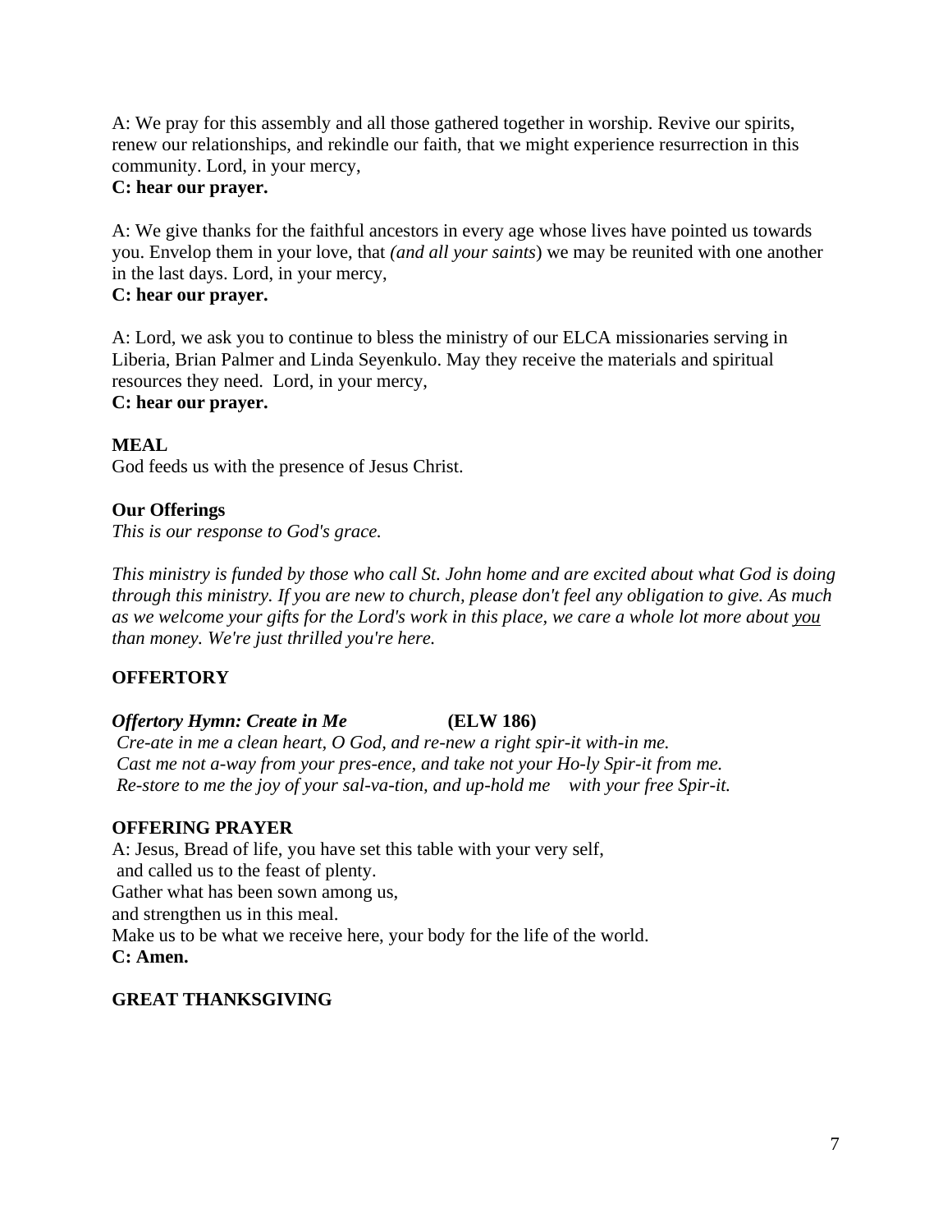A: We pray for this assembly and all those gathered together in worship. Revive our spirits, renew our relationships, and rekindle our faith, that we might experience resurrection in this community. Lord, in your mercy,
**C: hear our prayer.**

A: We give thanks for the faithful ancestors in every age whose lives have pointed us towards you. Envelop them in your love, that *(and all your saints*) we may be reunited with one another in the last days. Lord, in your mercy,
**C: hear our prayer.**

A: Lord, we ask you to continue to bless the ministry of our ELCA missionaries serving in Liberia, Brian Palmer and Linda Seyenkulo. May they receive the materials and spiritual resources they need. Lord, in your mercy,
**C: hear our prayer.**

**MEAL**
God feeds us with the presence of Jesus Christ.

**Our Offerings**
*This is our response to God's grace.*

*This ministry is funded by those who call St. John home and are excited about what God is doing through this ministry. If you are new to church, please don't feel any obligation to give. As much as we welcome your gifts for the Lord's work in this place, we care a whole lot more about <u>you</u> than money. We're just thrilled you're here.*

**OFFERTORY**

***Offertory Hymn: Create in Me*** **(ELW 186)**
*Cre-ate in me a clean heart, O God, and re-new a right spir-it with-in me.*
*Cast me not a-way from your pres-ence, and take not your Ho-ly Spir-it from me.*
*Re-store to me the joy of your sal-va-tion, and up-hold me with your free Spir-it.*

**OFFERING PRAYER**
A: Jesus, Bread of life, you have set this table with your very self,
and called us to the feast of plenty.
Gather what has been sown among us,
and strengthen us in this meal.
Make us to be what we receive here, your body for the life of the world.
**C: Amen.**

**GREAT THANKSGIVING**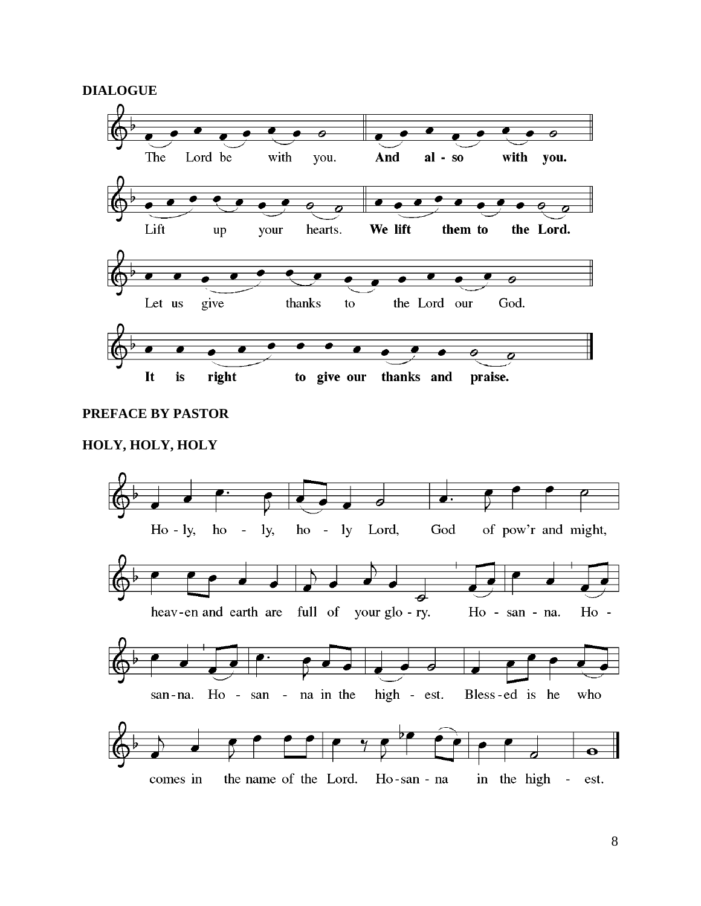**DIALOGUE**

The Lord be with you. **And also with you.**

Lift up your hearts. **We lift them to the Lord.**

Let us give thanks to the Lord our God.

**It is right to give our thanks and praise.**

**PREFACE BY PASTOR**

**HOLY, HOLY, HOLY**

Ho-ly, ho-ly, ho-ly Lord, God of pow'r and might,

heav-en and earth are full of your glo-ry. Ho-san-na. Ho-

san-na. Ho-san-na in the high-est. Bless-ed is he who

comes in the name of the Lord. Ho-san-na in the high-est.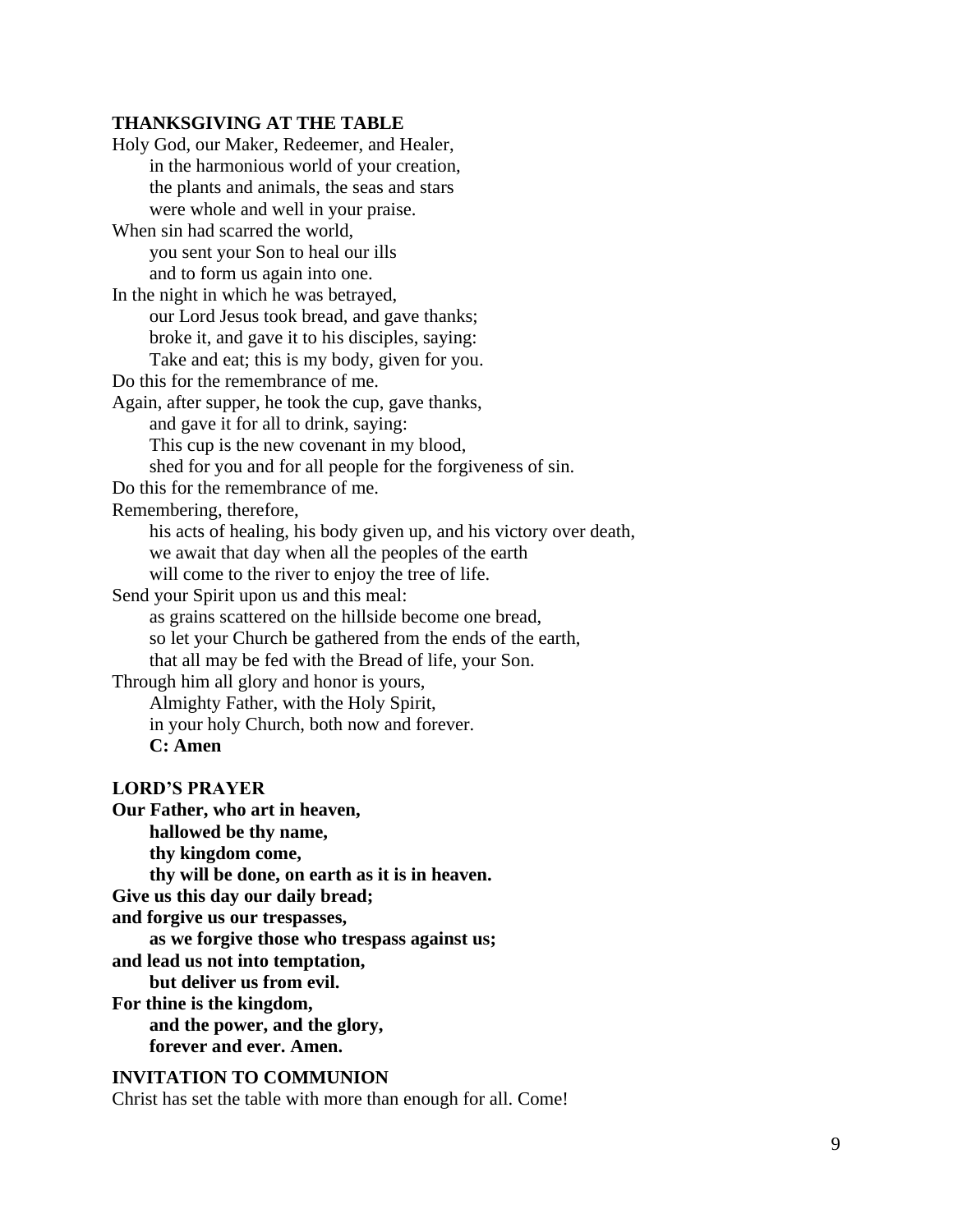**THANKSGIVING AT THE TABLE**

Holy God, our Maker, Redeemer, and Healer,
in the harmonious world of your creation,
the plants and animals, the seas and stars
were whole and well in your praise.
When sin had scarred the world,
you sent your Son to heal our ills
and to form us again into one.
In the night in which he was betrayed,
our Lord Jesus took bread, and gave thanks;
broke it, and gave it to his disciples, saying:
Take and eat; this is my body, given for you.
Do this for the remembrance of me.
Again, after supper, he took the cup, gave thanks,
and gave it for all to drink, saying:
This cup is the new covenant in my blood,
shed for you and for all people for the forgiveness of sin.
Do this for the remembrance of me.
Remembering, therefore,
his acts of healing, his body given up, and his victory over death,
we await that day when all the peoples of the earth
will come to the river to enjoy the tree of life.
Send your Spirit upon us and this meal:
as grains scattered on the hillside become one bread,
so let your Church be gathered from the ends of the earth,
that all may be fed with the Bread of life, your Son.
Through him all glory and honor is yours,
Almighty Father, with the Holy Spirit,
in your holy Church, both now and forever.
**C: Amen**

**LORD'S PRAYER**

**Our Father, who art in heaven,**
**hallowed be thy name,**
**thy kingdom come,**
**thy will be done, on earth as it is in heaven.**
**Give us this day our daily bread;**
**and forgive us our trespasses,**
**as we forgive those who trespass against us;**
**and lead us not into temptation,**
**but deliver us from evil.**
**For thine is the kingdom,**
**and the power, and the glory,**
**forever and ever. Amen.**

**INVITATION TO COMMUNION**

Christ has set the table with more than enough for all. Come!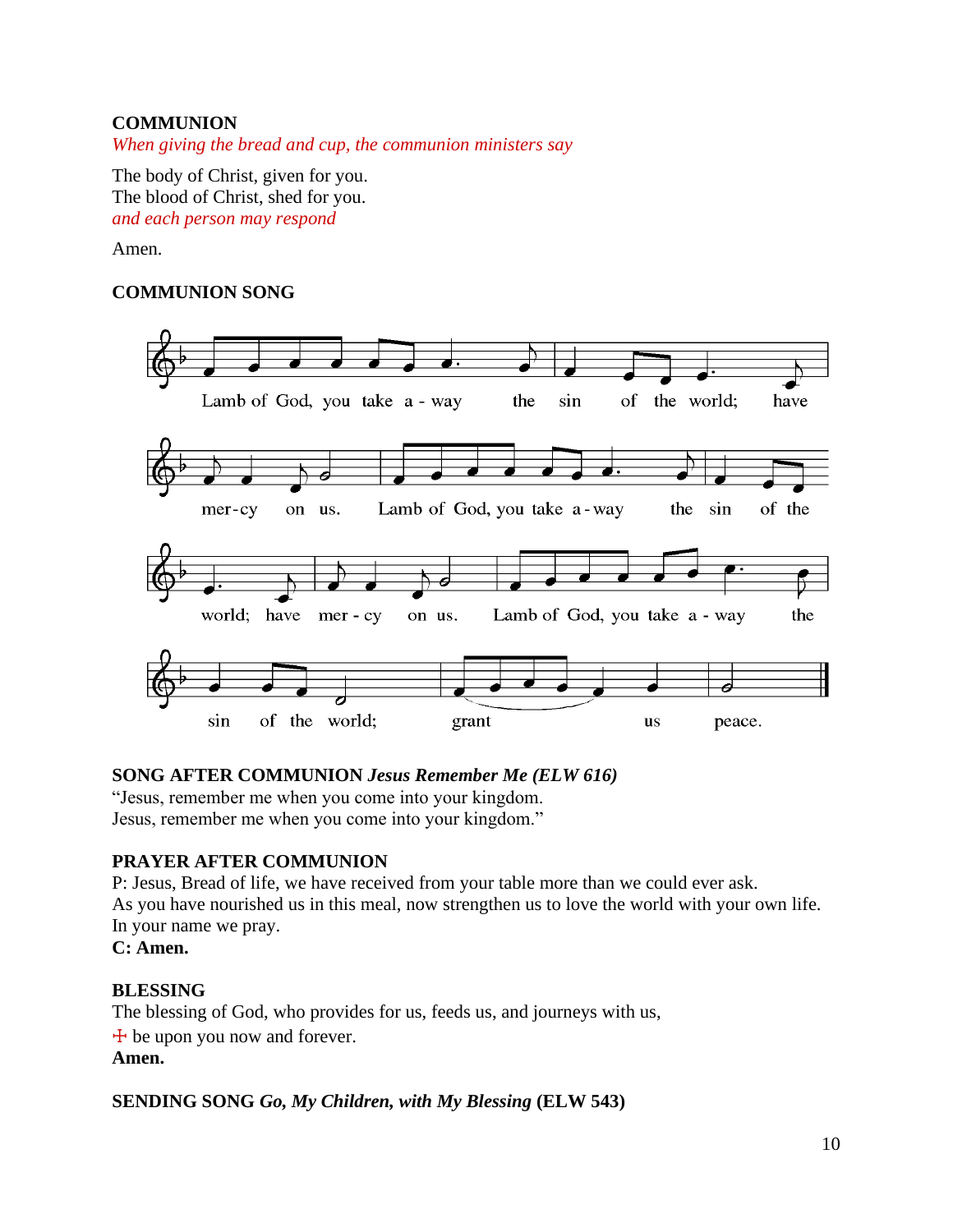**COMMUNION**

*When giving the bread and cup, the communion ministers say*

The body of Christ, given for you.
The blood of Christ, shed for you.

*and each person may respond*

Amen.

**COMMUNION SONG**

Lamb of God, you take away the sin of the world; have mercy on us. Lamb of God, you take away the sin of the world; have mercy on us. Lamb of God, you take away the sin of the world; grant us peace.

**SONG AFTER COMMUNION** ***Jesus Remember Me (ELW 616)***

"Jesus, remember me when you come into your kingdom.
Jesus, remember me when you come into your kingdom."

**PRAYER AFTER COMMUNION**

P: Jesus, Bread of life, we have received from your table more than we could ever ask.
As you have nourished us in this meal, now strengthen us to love the world with your own life.
In your name we pray.

**C: Amen.**

**BLESSING**

The blessing of God, who provides for us, feeds us, and journeys with us,
☩ be upon you now and forever.

**Amen.**

**SENDING SONG** ***Go, My Children, with My Blessing*** **(ELW 543)**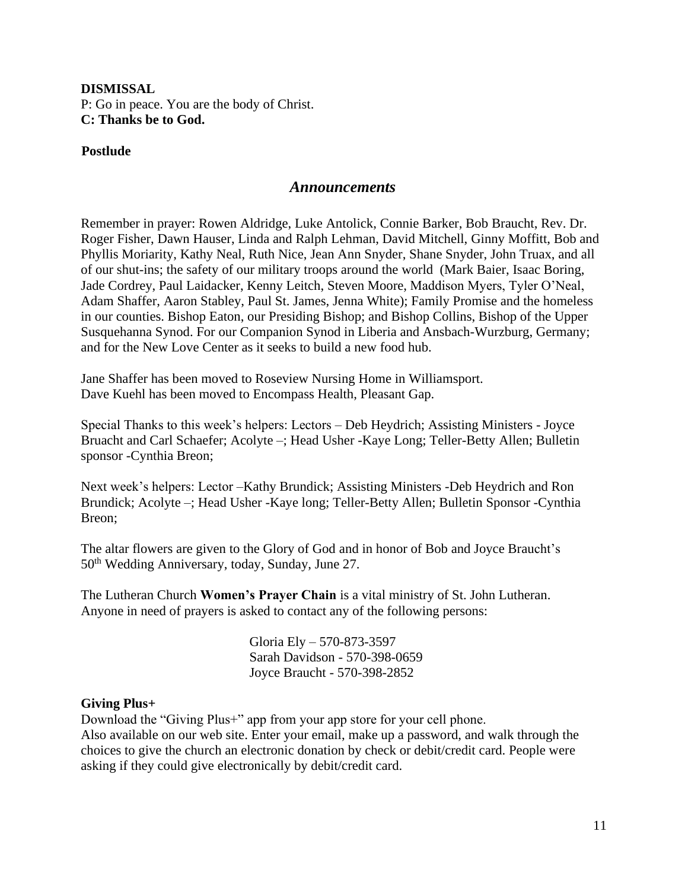**DISMISSAL**

P: Go in peace. You are the body of Christ.

**C: Thanks be to God.**

**Postlude**

## *Announcements*

Remember in prayer: Rowen Aldridge, Luke Antolick, Connie Barker, Bob Braucht, Rev. Dr. Roger Fisher, Dawn Hauser, Linda and Ralph Lehman, David Mitchell, Ginny Moffitt, Bob and Phyllis Moriarity, Kathy Neal, Ruth Nice, Jean Ann Snyder, Shane Snyder, John Truax, and all of our shut-ins; the safety of our military troops around the world (Mark Baier, Isaac Boring, Jade Cordrey, Paul Laidacker, Kenny Leitch, Steven Moore, Maddison Myers, Tyler O'Neal, Adam Shaffer, Aaron Stabley, Paul St. James, Jenna White); Family Promise and the homeless in our counties. Bishop Eaton, our Presiding Bishop; and Bishop Collins, Bishop of the Upper Susquehanna Synod. For our Companion Synod in Liberia and Ansbach-Wurzburg, Germany; and for the New Love Center as it seeks to build a new food hub.

Jane Shaffer has been moved to Roseview Nursing Home in Williamsport.
Dave Kuehl has been moved to Encompass Health, Pleasant Gap.

Special Thanks to this week's helpers: Lectors – Deb Heydrich; Assisting Ministers - Joyce Bruacht and Carl Schaefer; Acolyte –; Head Usher -Kaye Long; Teller-Betty Allen; Bulletin sponsor -Cynthia Breon;

Next week's helpers: Lector –Kathy Brundick; Assisting Ministers -Deb Heydrich and Ron Brundick; Acolyte –; Head Usher -Kaye long; Teller-Betty Allen; Bulletin Sponsor -Cynthia Breon;

The altar flowers are given to the Glory of God and in honor of Bob and Joyce Braucht's 50th Wedding Anniversary, today, Sunday, June 27.

The Lutheran Church **Women's Prayer Chain** is a vital ministry of St. John Lutheran. Anyone in need of prayers is asked to contact any of the following persons:

Gloria Ely – 570-873-3597
Sarah Davidson - 570-398-0659
Joyce Braucht - 570-398-2852

**Giving Plus+**

Download the "Giving Plus+" app from your app store for your cell phone.
Also available on our web site. Enter your email, make up a password, and walk through the choices to give the church an electronic donation by check or debit/credit card. People were asking if they could give electronically by debit/credit card.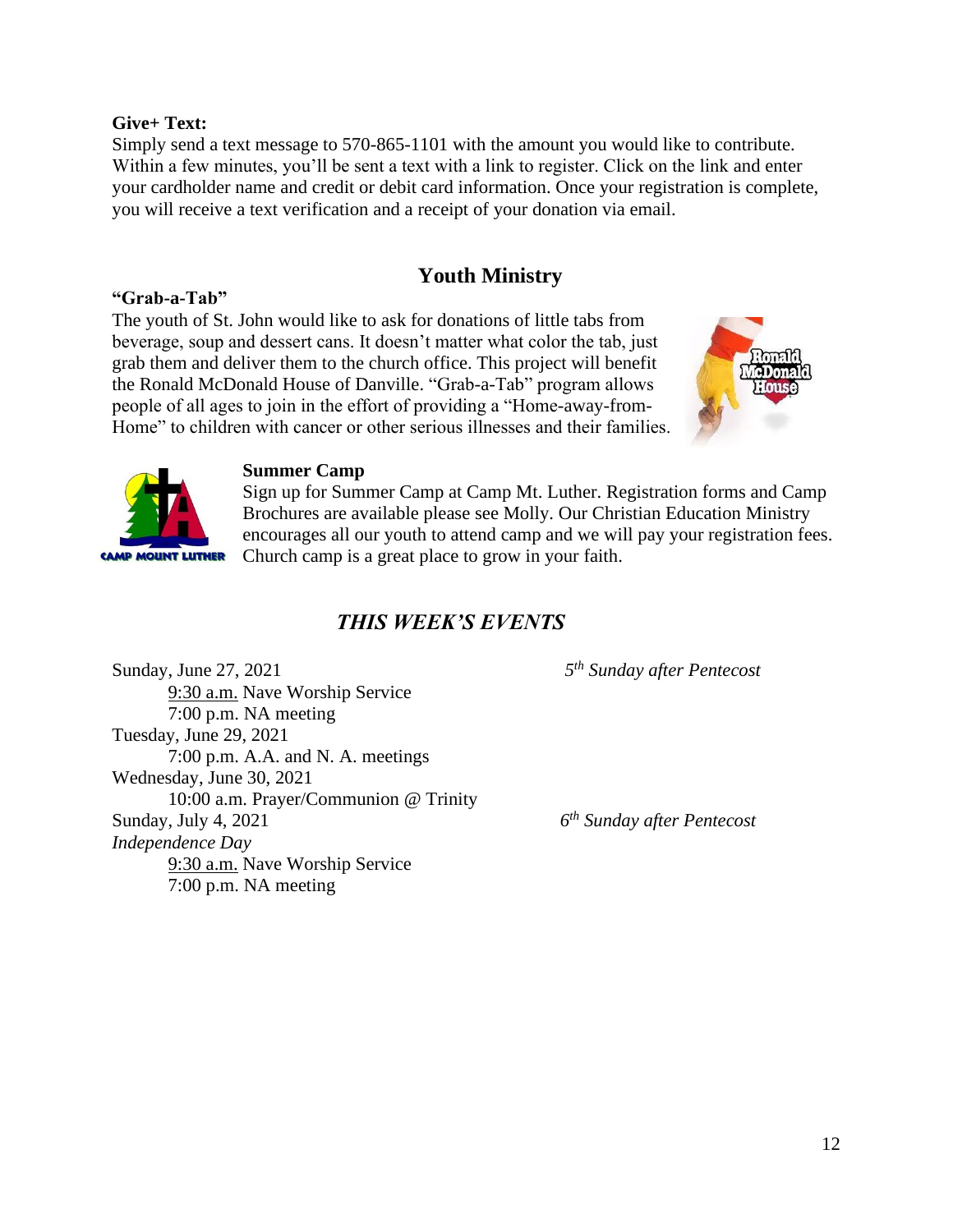**Give+ Text:**
Simply send a text message to 570-865-1101 with the amount you would like to contribute. Within a few minutes, you'll be sent a text with a link to register. Click on the link and enter your cardholder name and credit or debit card information. Once your registration is complete, you will receive a text verification and a receipt of your donation via email.

## Youth Ministry

**"Grab-a-Tab"**
The youth of St. John would like to ask for donations of little tabs from beverage, soup and dessert cans. It doesn't matter what color the tab, just grab them and deliver them to the church office. This project will benefit the Ronald McDonald House of Danville. "Grab-a-Tab" program allows people of all ages to join in the effort of providing a "Home-away-from-Home" to children with cancer or other serious illnesses and their families.

**Summer Camp**
Sign up for Summer Camp at Camp Mt. Luther. Registration forms and Camp Brochures are available please see Molly. Our Christian Education Ministry encourages all our youth to attend camp and we will pay your registration fees. Church camp is a great place to grow in your faith.

## *THIS WEEK'S EVENTS*

Sunday, June 27, 2021 — *5th Sunday after Pentecost*
- 9:30 a.m. Nave Worship Service
- 7:00 p.m. NA meeting

Tuesday, June 29, 2021
- 7:00 p.m. A.A. and N. A. meetings

Wednesday, June 30, 2021
- 10:00 a.m. Prayer/Communion @ Trinity

Sunday, July 4, 2021 — *6th Sunday after Pentecost*
*Independence Day*
- 9:30 a.m. Nave Worship Service
- 7:00 p.m. NA meeting